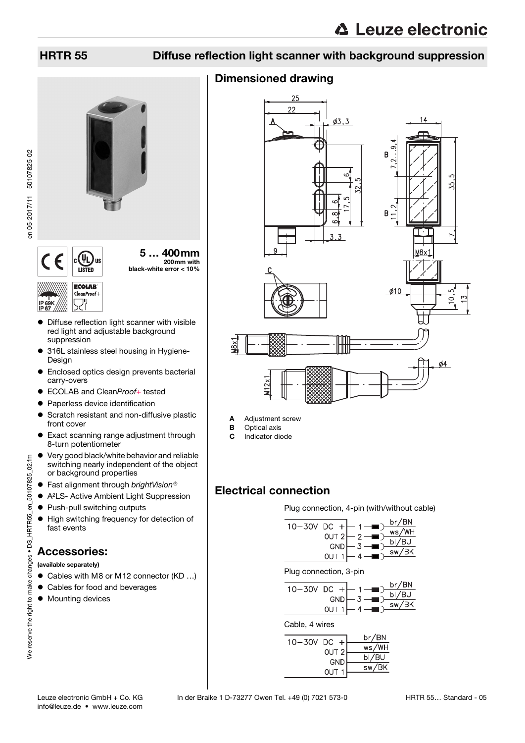# HRTR 55 Diffuse reflection light scanner with background suppression

**5 … 400mm**
200mm with black-white error < 10%

- Diffuse reflection light scanner with visible red light and adjustable background suppression
- 316L stainless steel housing in Hygiene-Design
- Enclosed optics design prevents bacterial carry-overs
- ECOLAB and Clean*Proof+* tested
- Paperless device identification
- Scratch resistant and non-diffusive plastic front cover
- Exact scanning range adjustment through 8-turn potentiometer
- Very good black/white behavior and reliable switching nearly independent of the object or background properties
- Fast alignment through *brightVision®*
- A²LS- Active Ambient Light Suppression
- Push-pull switching outputs
- High switching frequency for detection of fast events

## Accessories:

**(available separately)**

- Cables with M8 or M12 connector (KD …)
- Cables for food and beverages
- Mounting devices

## Dimensioned drawing

- **A** Adjustment screw
- **B** Optical axis
- **C** Indicator diode

## Electrical connection

Plug connection, 4-pin (with/without cable)

| Signal | Pin | Wire |
|---|---|---|
| 10-30V DC + | 1 | br/BN |
| OUT 2 | 2 | ws/WH |
| GND | 3 | bl/BU |
| OUT 1 | 4 | sw/BK |

Plug connection, 3-pin

| Signal | Pin | Wire |
|---|---|---|
| 10-30V DC + | 1 | br/BN |
| GND | 3 | bl/BU |
| OUT 1 | 4 | sw/BK |

Cable, 4 wires

| Signal | Wire |
|---|---|
| 10-30V DC + | br/BN |
| OUT 2 | ws/WH |
| GND | bl/BU |
| OUT 1 | sw/BK |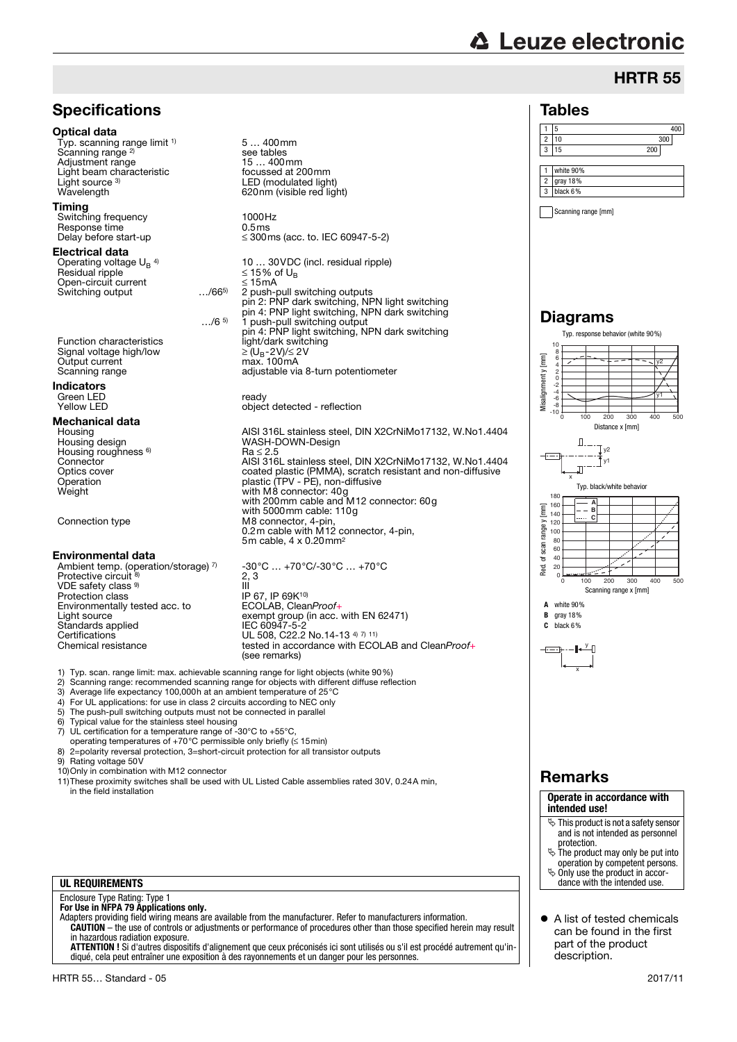# HRTR 55

## Specifications

### Optical data

| | |
|---|---|
| Typ. scanning range limit [1] | 5 … 400mm |
| Scanning range [2] | see tables |
| Adjustment range | 15 … 400mm |
| Light beam characteristic | focussed at 200mm |
| Light source [3] | LED (modulated light) |
| Wavelength | 620nm (visible red light) |

### Timing

| | |
|---|---|
| Switching frequency | 1000Hz |
| Response time | 0.5ms |
| Delay before start-up | ≤ 300ms (acc. to IEC 60947-5-2) |

### Electrical data

| | | |
|---|---|---|
| Operating voltage $U_B$ [4] | | 10 … 30VDC (incl. residual ripple) |
| Residual ripple | | ≤ 15% of $U_B$ |
| Open-circuit current | | ≤ 15mA |
| Switching output | …/66[5] | 2 push-pull switching outputs<br>pin 2: PNP dark switching, NPN light switching<br>pin 4: PNP light switching, NPN dark switching |
| | …/6[5] | 1 push-pull switching output<br>pin 4: PNP light switching, NPN dark switching |
| Function characteristics | | light/dark switching |
| Signal voltage high/low | | ≥ ($U_B$-2V)/≤ 2V |
| Output current | | max. 100mA |
| Scanning range | | adjustable via 8-turn potentiometer |

### Indicators

| | |
|---|---|
| Green LED | ready |
| Yellow LED | object detected - reflection |

### Mechanical data

| | |
|---|---|
| Housing | AISI 316L stainless steel, DIN X2CrNiMo17132, W.No1.4404 |
| Housing design | WASH-DOWN-Design |
| Housing roughness [6] | Ra ≤ 2.5 |
| Connector | AISI 316L stainless steel, DIN X2CrNiMo17132, W.No1.4404 |
| Optics cover | coated plastic (PMMA), scratch resistant and non-diffusive |
| Operation | plastic (TPV - PE), non-diffusive |
| Weight | with M8 connector: 40g<br>with 200mm cable and M12 connector: 60g<br>with 5000mm cable: 110g |
| Connection type | M8 connector, 4-pin,<br>0.2m cable with M12 connector, 4-pin,<br>5m cable, 4 x 0.20mm² |

### Environmental data

| | |
|---|---|
| Ambient temp. (operation/storage) [7] | -30°C … +70°C/-30°C … +70°C |
| Protective circuit [8] | 2, 3 |
| VDE safety class [9] | III |
| Protection class | IP 67, IP 69K[10] |
| Environmentally tested acc. to | ECOLAB, Clean*Proof+* |
| Light source | exempt group (in acc. with EN 62471) |
| Standards applied | IEC 60947-5-2 |
| Certifications | UL 508, C22.2 No.14-13 [4) 7) 11)] |
| Chemical resistance | tested in accordance with ECOLAB and Clean*Proof+* (see remarks) |

1) Typ. scan. range limit: max. achievable scanning range for light objects (white 90%)
2) Scanning range: recommended scanning range for objects with different diffuse reflection
3) Average life expectancy 100,000h at an ambient temperature of 25°C
4) For UL applications: for use in class 2 circuits according to NEC only
5) The push-pull switching outputs must not be connected in parallel
6) Typical value for the stainless steel housing
7) UL certification for a temperature range of -30°C to +55°C, operating temperatures of +70°C permissible only briefly (≤ 15min)
8) 2=polarity reversal protection, 3=short-circuit protection for all transistor outputs
9) Rating voltage 50V
10) Only in combination with M12 connector
11) These proximity switches shall be used with UL Listed Cable assemblies rated 30V, 0.24A min, in the field installation

### UL REQUIREMENTS

Enclosure Type Rating: Type 1
**For Use in NFPA 79 Applications only.**
Adapters providing field wiring means are available from the manufacturer. Refer to manufacturers information.
**CAUTION** – the use of controls or adjustments or performance of procedures other than those specified herein may result in hazardous radiation exposure.
**ATTENTION !** Si d'autres dispositifs d'alignement que ceux préconisés ici sont utilisés ou s'il est procédé autrement qu'indiqué, cela peut entraîner une exposition à des rayonnements et un danger pour les personnes.

## Tables

| | | |
|---|---|---|
| 1 | 5 | 400 |
| 2 | 10 | 300 |
| 3 | 15 | 200 |

| | |
|---|---|
| 1 | white 90% |
| 2 | gray 18% |
| 3 | black 6% |

Scanning range [mm]

## Diagrams

Typ. response behavior (white 90%)

Misalignment y [mm] vs. Distance x [mm]

Typ. black/white behavior

Red. of scan range y [mm] vs. Scanning range x [mm]

**A** white 90%
**B** gray 18%
**C** black 6%

## Remarks

**Operate in accordance with intended use!**

- This product is not a safety sensor and is not intended as personnel protection.
- The product may only be put into operation by competent persons.
- Only use the product in accordance with the intended use.

- A list of tested chemicals can be found in the first part of the product description.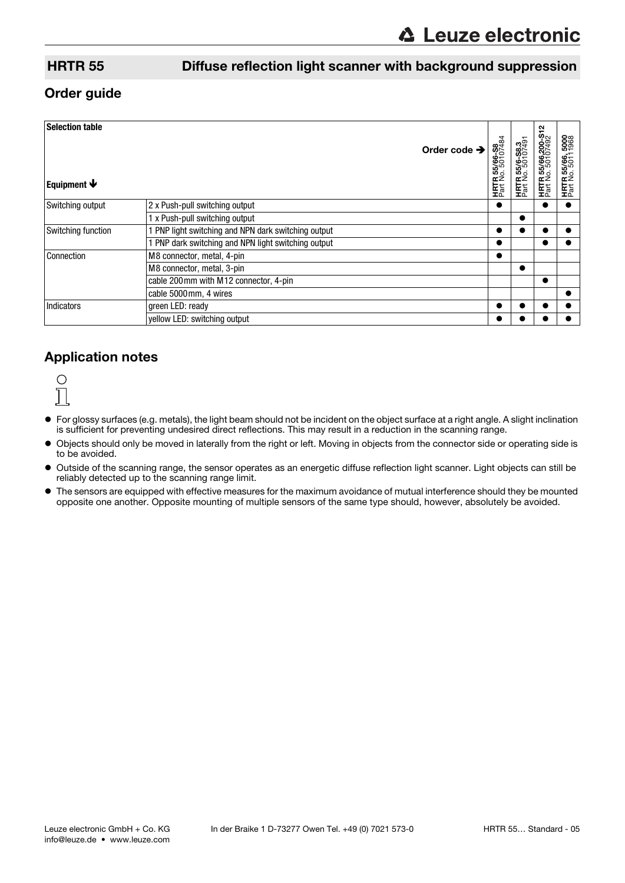## HRTR 55 Diffuse reflection light scanner with background suppression

## Order guide

| Selection table | Order code ➔ | **HRTR 55/66-S8** Part No. 50107484 | **HRTR 55/6-S8.3** Part No. 50107491 | **HRTR 55/66,200-S12** Part No. 50107492 | **HRTR 55/66, 5000** Part No. 50111968 |
|---|---|---|---|---|---|
| **Equipment ➔** | | | | | |
| Switching output | 2 x Push-pull switching output | ● | | ● | ● |
| | 1 x Push-pull switching output | | ● | | |
| Switching function | 1 PNP light switching and NPN dark switching output | ● | ● | ● | ● |
| | 1 PNP dark switching and NPN light switching output | ● | | ● | ● |
| Connection | M8 connector, metal, 4-pin | ● | | | |
| | M8 connector, metal, 3-pin | | ● | | |
| | cable 200mm with M12 connector, 4-pin | | | ● | |
| | cable 5000mm, 4 wires | | | | ● |
| Indicators | green LED: ready | ● | ● | ● | ● |
| | yellow LED: switching output | ● | ● | ● | ● |

## Application notes

- For glossy surfaces (e.g. metals), the light beam should not be incident on the object surface at a right angle. A slight inclination is sufficient for preventing undesired direct reflections. This may result in a reduction in the scanning range.
- Objects should only be moved in laterally from the right or left. Moving in objects from the connector side or operating side is to be avoided.
- Outside of the scanning range, the sensor operates as an energetic diffuse reflection light scanner. Light objects can still be reliably detected up to the scanning range limit.
- The sensors are equipped with effective measures for the maximum avoidance of mutual interference should they be mounted opposite one another. Opposite mounting of multiple sensors of the same type should, however, absolutely be avoided.